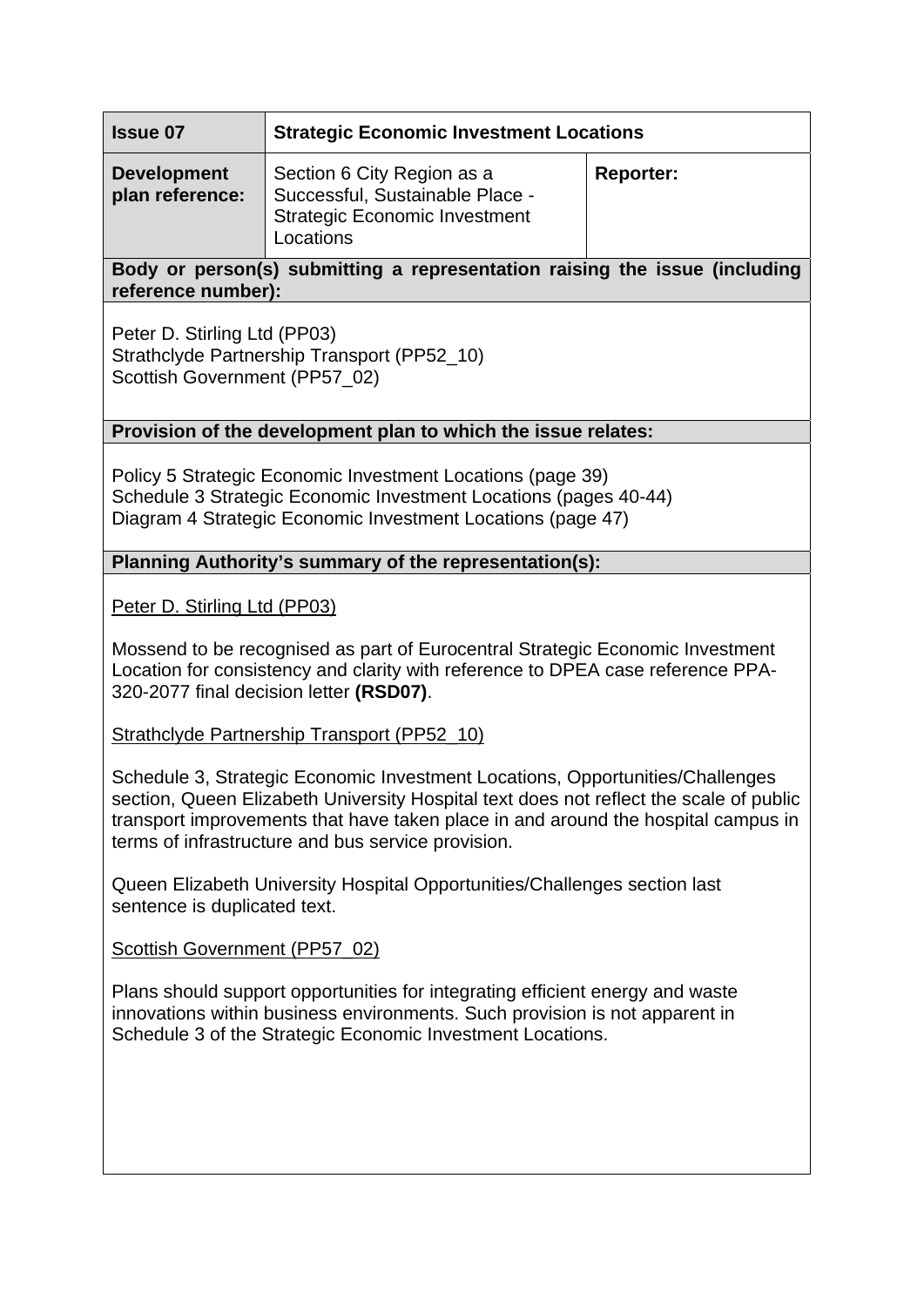| **Issue 07** | **Strategic Economic Investment Locations** | |
|---|---|---|
| **Development plan reference:** | Section 6 City Region as a Successful, Sustainable Place - Strategic Economic Investment Locations | **Reporter:** |

**Body or person(s) submitting a representation raising the issue (including reference number):**

Peter D. Stirling Ltd (PP03)
Strathclyde Partnership Transport (PP52_10)
Scottish Government (PP57_02)

**Provision of the development plan to which the issue relates:**

Policy 5 Strategic Economic Investment Locations (page 39)
Schedule 3 Strategic Economic Investment Locations (pages 40-44)
Diagram 4 Strategic Economic Investment Locations (page 47)

**Planning Authority's summary of the representation(s):**

Peter D. Stirling Ltd (PP03)

Mossend to be recognised as part of Eurocentral Strategic Economic Investment Location for consistency and clarity with reference to DPEA case reference PPA-320-2077 final decision letter **(RSD07)**.

Strathclyde Partnership Transport (PP52_10)

Schedule 3, Strategic Economic Investment Locations, Opportunities/Challenges section, Queen Elizabeth University Hospital text does not reflect the scale of public transport improvements that have taken place in and around the hospital campus in terms of infrastructure and bus service provision.

Queen Elizabeth University Hospital Opportunities/Challenges section last sentence is duplicated text.

Scottish Government (PP57_02)

Plans should support opportunities for integrating efficient energy and waste innovations within business environments. Such provision is not apparent in Schedule 3 of the Strategic Economic Investment Locations.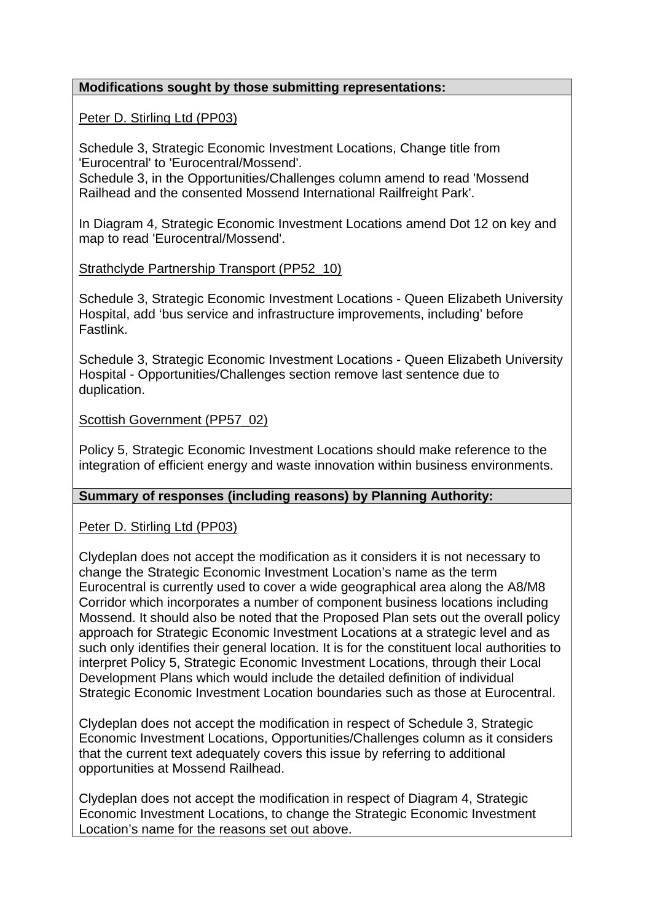**Modifications sought by those submitting representations:**

Peter D. Stirling Ltd (PP03)

Schedule 3, Strategic Economic Investment Locations, Change title from 'Eurocentral' to 'Eurocentral/Mossend'.
Schedule 3, in the Opportunities/Challenges column amend to read 'Mossend Railhead and the consented Mossend International Railfreight Park'.

In Diagram 4, Strategic Economic Investment Locations amend Dot 12 on key and map to read 'Eurocentral/Mossend'.

Strathclyde Partnership Transport (PP52_10)

Schedule 3, Strategic Economic Investment Locations - Queen Elizabeth University Hospital, add 'bus service and infrastructure improvements, including' before Fastlink.

Schedule 3, Strategic Economic Investment Locations - Queen Elizabeth University Hospital - Opportunities/Challenges section remove last sentence due to duplication.

Scottish Government (PP57_02)

Policy 5, Strategic Economic Investment Locations should make reference to the integration of efficient energy and waste innovation within business environments.

**Summary of responses (including reasons) by Planning Authority:**

Peter D. Stirling Ltd (PP03)

Clydeplan does not accept the modification as it considers it is not necessary to change the Strategic Economic Investment Location's name as the term Eurocentral is currently used to cover a wide geographical area along the A8/M8 Corridor which incorporates a number of component business locations including Mossend. It should also be noted that the Proposed Plan sets out the overall policy approach for Strategic Economic Investment Locations at a strategic level and as such only identifies their general location. It is for the constituent local authorities to interpret Policy 5, Strategic Economic Investment Locations, through their Local Development Plans which would include the detailed definition of individual Strategic Economic Investment Location boundaries such as those at Eurocentral.

Clydeplan does not accept the modification in respect of Schedule 3, Strategic Economic Investment Locations, Opportunities/Challenges column as it considers that the current text adequately covers this issue by referring to additional opportunities at Mossend Railhead.

Clydeplan does not accept the modification in respect of Diagram 4, Strategic Economic Investment Locations, to change the Strategic Economic Investment Location's name for the reasons set out above.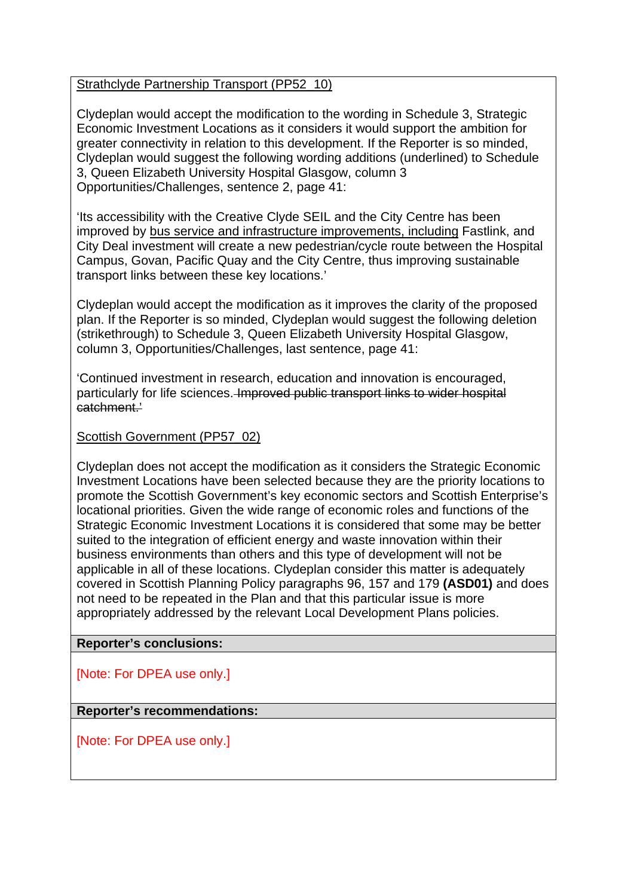<u>Strathclyde Partnership Transport (PP52_10)</u>

Clydeplan would accept the modification to the wording in Schedule 3, Strategic Economic Investment Locations as it considers it would support the ambition for greater connectivity in relation to this development. If the Reporter is so minded, Clydeplan would suggest the following wording additions (underlined) to Schedule 3, Queen Elizabeth University Hospital Glasgow, column 3 Opportunities/Challenges, sentence 2, page 41:

'Its accessibility with the Creative Clyde SEIL and the City Centre has been improved by <u>bus service and infrastructure improvements, including</u> Fastlink, and City Deal investment will create a new pedestrian/cycle route between the Hospital Campus, Govan, Pacific Quay and the City Centre, thus improving sustainable transport links between these key locations.'

Clydeplan would accept the modification as it improves the clarity of the proposed plan. If the Reporter is so minded, Clydeplan would suggest the following deletion (strikethrough) to Schedule 3, Queen Elizabeth University Hospital Glasgow, column 3, Opportunities/Challenges, last sentence, page 41:

'Continued investment in research, education and innovation is encouraged, particularly for life sciences. ~~Improved public transport links to wider hospital catchment.'~~

<u>Scottish Government (PP57_02)</u>

Clydeplan does not accept the modification as it considers the Strategic Economic Investment Locations have been selected because they are the priority locations to promote the Scottish Government's key economic sectors and Scottish Enterprise's locational priorities. Given the wide range of economic roles and functions of the Strategic Economic Investment Locations it is considered that some may be better suited to the integration of efficient energy and waste innovation within their business environments than others and this type of development will not be applicable in all of these locations. Clydeplan consider this matter is adequately covered in Scottish Planning Policy paragraphs 96, 157 and 179 **(ASD01)** and does not need to be repeated in the Plan and that this particular issue is more appropriately addressed by the relevant Local Development Plans policies.

**Reporter's conclusions:**

[Note: For DPEA use only.]

**Reporter's recommendations:**

[Note: For DPEA use only.]